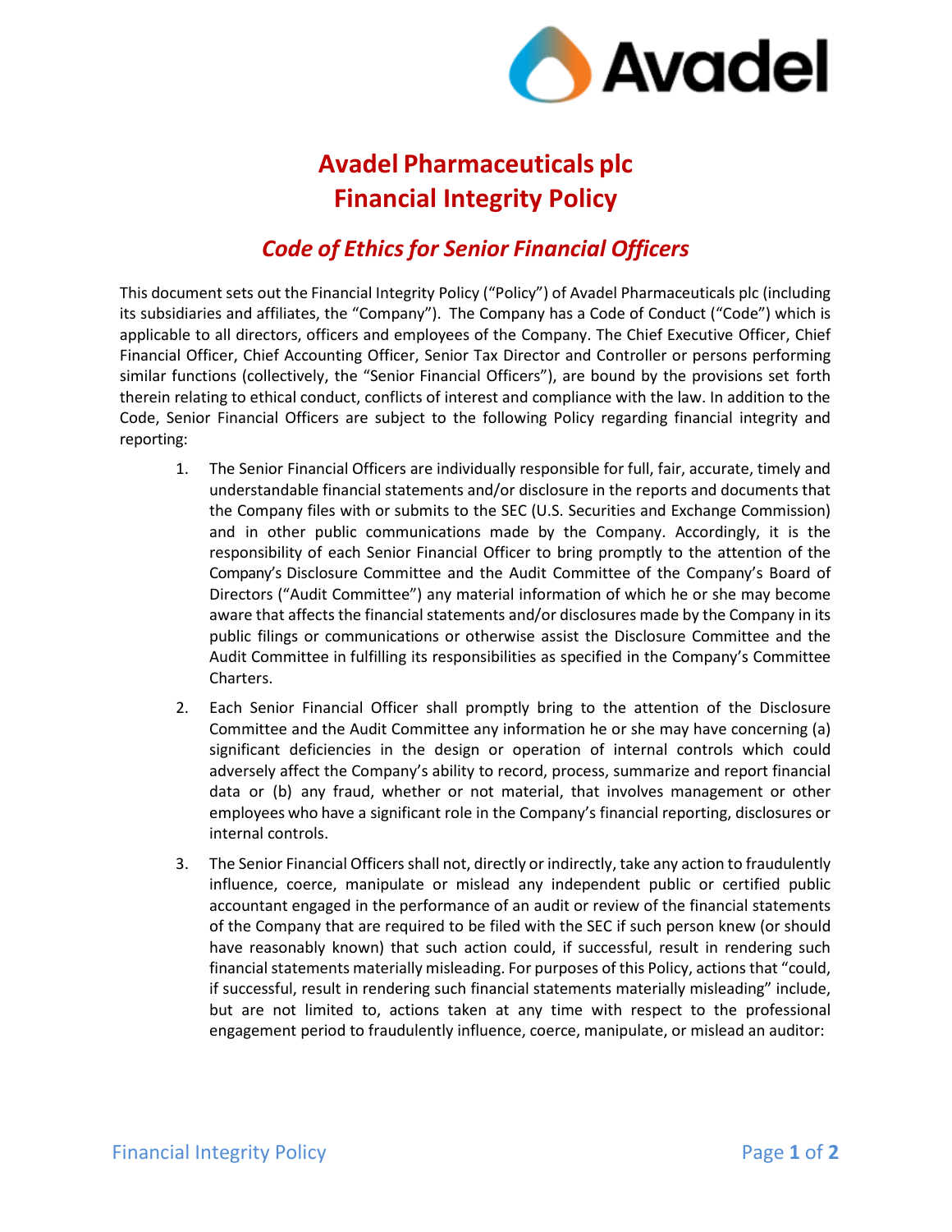# Avadel Pharmaceuticals plc
# Financial Integrity Policy

## *Code of Ethics for Senior Financial Officers*

This document sets out the Financial Integrity Policy (“Policy”) of Avadel Pharmaceuticals plc (including its subsidiaries and affiliates, the “Company”). The Company has a Code of Conduct (“Code”) which is applicable to all directors, officers and employees of the Company. The Chief Executive Officer, Chief Financial Officer, Chief Accounting Officer, Senior Tax Director and Controller or persons performing similar functions (collectively, the “Senior Financial Officers”), are bound by the provisions set forth therein relating to ethical conduct, conflicts of interest and compliance with the law. In addition to the Code, Senior Financial Officers are subject to the following Policy regarding financial integrity and reporting:

1. The Senior Financial Officers are individually responsible for full, fair, accurate, timely and understandable financial statements and/or disclosure in the reports and documents that the Company files with or submits to the SEC (U.S. Securities and Exchange Commission) and in other public communications made by the Company. Accordingly, it is the responsibility of each Senior Financial Officer to bring promptly to the attention of the Company’s Disclosure Committee and the Audit Committee of the Company’s Board of Directors (“Audit Committee”) any material information of which he or she may become aware that affects the financial statements and/or disclosures made by the Company in its public filings or communications or otherwise assist the Disclosure Committee and the Audit Committee in fulfilling its responsibilities as specified in the Company’s Committee Charters.

2. Each Senior Financial Officer shall promptly bring to the attention of the Disclosure Committee and the Audit Committee any information he or she may have concerning (a) significant deficiencies in the design or operation of internal controls which could adversely affect the Company’s ability to record, process, summarize and report financial data or (b) any fraud, whether or not material, that involves management or other employees who have a significant role in the Company’s financial reporting, disclosures or internal controls.

3. The Senior Financial Officers shall not, directly or indirectly, take any action to fraudulently influence, coerce, manipulate or mislead any independent public or certified public accountant engaged in the performance of an audit or review of the financial statements of the Company that are required to be filed with the SEC if such person knew (or should have reasonably known) that such action could, if successful, result in rendering such financial statements materially misleading. For purposes of this Policy, actions that “could, if successful, result in rendering such financial statements materially misleading” include, but are not limited to, actions taken at any time with respect to the professional engagement period to fraudulently influence, coerce, manipulate, or mislead an auditor: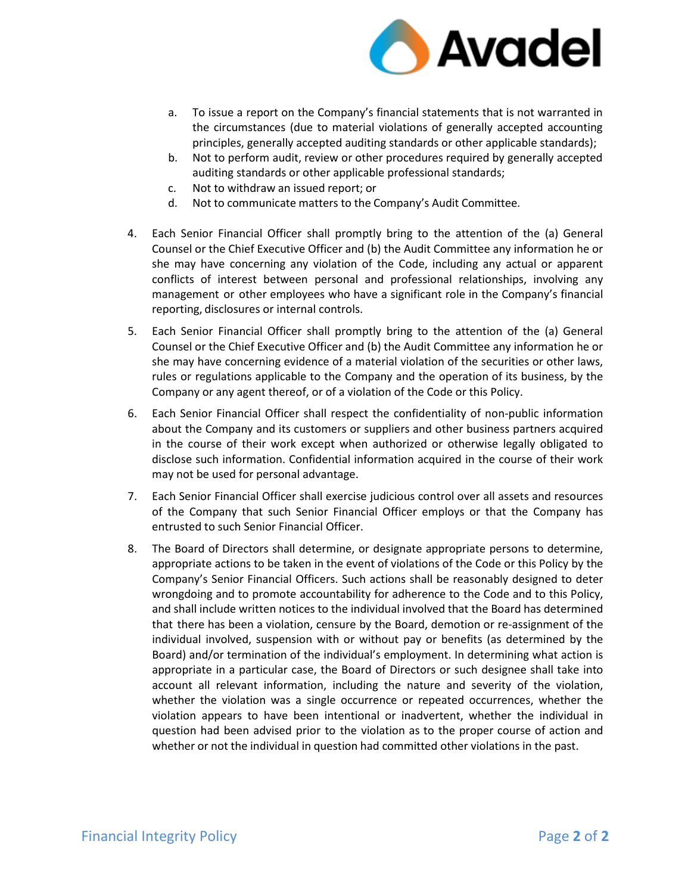a. To issue a report on the Company's financial statements that is not warranted in the circumstances (due to material violations of generally accepted accounting principles, generally accepted auditing standards or other applicable standards);
b. Not to perform audit, review or other procedures required by generally accepted auditing standards or other applicable professional standards;
c. Not to withdraw an issued report; or
d. Not to communicate matters to the Company's Audit Committee.

4. Each Senior Financial Officer shall promptly bring to the attention of the (a) General Counsel or the Chief Executive Officer and (b) the Audit Committee any information he or she may have concerning any violation of the Code, including any actual or apparent conflicts of interest between personal and professional relationships, involving any management or other employees who have a significant role in the Company's financial reporting, disclosures or internal controls.

5. Each Senior Financial Officer shall promptly bring to the attention of the (a) General Counsel or the Chief Executive Officer and (b) the Audit Committee any information he or she may have concerning evidence of a material violation of the securities or other laws, rules or regulations applicable to the Company and the operation of its business, by the Company or any agent thereof, or of a violation of the Code or this Policy.

6. Each Senior Financial Officer shall respect the confidentiality of non-public information about the Company and its customers or suppliers and other business partners acquired in the course of their work except when authorized or otherwise legally obligated to disclose such information. Confidential information acquired in the course of their work may not be used for personal advantage.

7. Each Senior Financial Officer shall exercise judicious control over all assets and resources of the Company that such Senior Financial Officer employs or that the Company has entrusted to such Senior Financial Officer.

8. The Board of Directors shall determine, or designate appropriate persons to determine, appropriate actions to be taken in the event of violations of the Code or this Policy by the Company's Senior Financial Officers. Such actions shall be reasonably designed to deter wrongdoing and to promote accountability for adherence to the Code and to this Policy, and shall include written notices to the individual involved that the Board has determined that there has been a violation, censure by the Board, demotion or re-assignment of the individual involved, suspension with or without pay or benefits (as determined by the Board) and/or termination of the individual's employment. In determining what action is appropriate in a particular case, the Board of Directors or such designee shall take into account all relevant information, including the nature and severity of the violation, whether the violation was a single occurrence or repeated occurrences, whether the violation appears to have been intentional or inadvertent, whether the individual in question had been advised prior to the violation as to the proper course of action and whether or not the individual in question had committed other violations in the past.